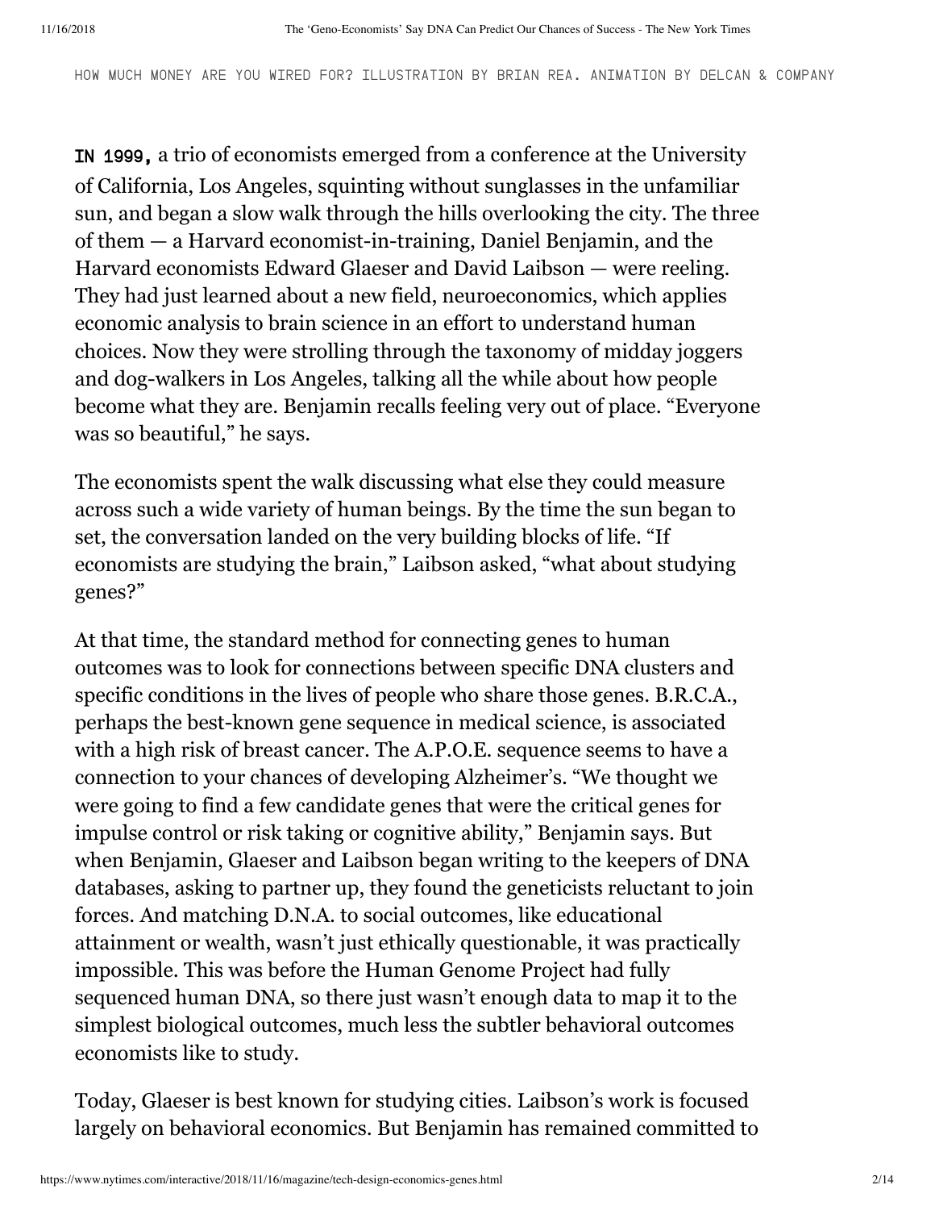HOW MUCH MONEY ARE YOU WIRED FOR? ILLUSTRATION BY BRIAN REA. ANIMATION BY DELCAN & COMPANY

**IN 1999,** a trio of economists emerged from a conference at the University of California, Los Angeles, squinting without sunglasses in the unfamiliar sun, and began a slow walk through the hills overlooking the city. The three of them — a Harvard economist-in-training, Daniel Benjamin, and the Harvard economists Edward Glaeser and David Laibson — were reeling. They had just learned about a new field, neuroeconomics, which applies economic analysis to brain science in an effort to understand human choices. Now they were strolling through the taxonomy of midday joggers and dog-walkers in Los Angeles, talking all the while about how people become what they are. Benjamin recalls feeling very out of place. "Everyone was so beautiful," he says.

The economists spent the walk discussing what else they could measure across such a wide variety of human beings. By the time the sun began to set, the conversation landed on the very building blocks of life. "If economists are studying the brain," Laibson asked, "what about studying genes?"

At that time, the standard method for connecting genes to human outcomes was to look for connections between specific DNA clusters and specific conditions in the lives of people who share those genes. B.R.C.A., perhaps the best-known gene sequence in medical science, is associated with a high risk of breast cancer. The A.P.O.E. sequence seems to have a connection to your chances of developing Alzheimer's. "We thought we were going to find a few candidate genes that were the critical genes for impulse control or risk taking or cognitive ability," Benjamin says. But when Benjamin, Glaeser and Laibson began writing to the keepers of DNA databases, asking to partner up, they found the geneticists reluctant to join forces. And matching D.N.A. to social outcomes, like educational attainment or wealth, wasn't just ethically questionable, it was practically impossible. This was before the Human Genome Project had fully sequenced human DNA, so there just wasn't enough data to map it to the simplest biological outcomes, much less the subtler behavioral outcomes economists like to study.

Today, Glaeser is best known for studying cities. Laibson's work is focused largely on behavioral economics. But Benjamin has remained committed to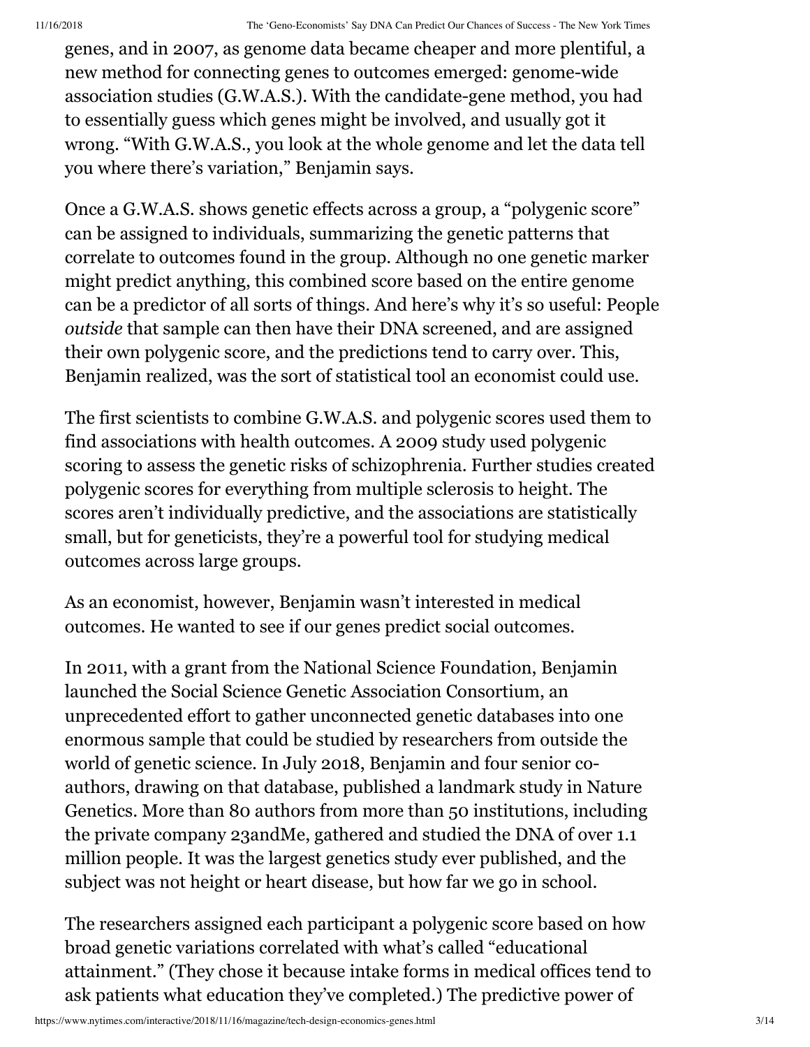genes, and in 2007, as genome data became cheaper and more plentiful, a new method for connecting genes to outcomes emerged: genome-wide association studies (G.W.A.S.). With the candidate-gene method, you had to essentially guess which genes might be involved, and usually got it wrong. "With G.W.A.S., you look at the whole genome and let the data tell you where there's variation," Benjamin says.

Once a G.W.A.S. shows genetic effects across a group, a "polygenic score" can be assigned to individuals, summarizing the genetic patterns that correlate to outcomes found in the group. Although no one genetic marker might predict anything, this combined score based on the entire genome can be a predictor of all sorts of things. And here's why it's so useful: People *outside* that sample can then have their DNA screened, and are assigned their own polygenic score, and the predictions tend to carry over. This, Benjamin realized, was the sort of statistical tool an economist could use.

The first scientists to combine G.W.A.S. and polygenic scores used them to find associations with health outcomes. A 2009 study used polygenic scoring to assess the genetic risks of schizophrenia. Further studies created polygenic scores for everything from multiple sclerosis to height. The scores aren't individually predictive, and the associations are statistically small, but for geneticists, they're a powerful tool for studying medical outcomes across large groups.

As an economist, however, Benjamin wasn't interested in medical outcomes. He wanted to see if our genes predict social outcomes.

In 2011, with a grant from the National Science Foundation, Benjamin launched the Social Science Genetic Association Consortium, an unprecedented effort to gather unconnected genetic databases into one enormous sample that could be studied by researchers from outside the world of genetic science. In July 2018, Benjamin and four senior co-authors, drawing on that database, published a landmark study in Nature Genetics. More than 80 authors from more than 50 institutions, including the private company 23andMe, gathered and studied the DNA of over 1.1 million people. It was the largest genetics study ever published, and the subject was not height or heart disease, but how far we go in school.

The researchers assigned each participant a polygenic score based on how broad genetic variations correlated with what's called "educational attainment." (They chose it because intake forms in medical offices tend to ask patients what education they've completed.) The predictive power of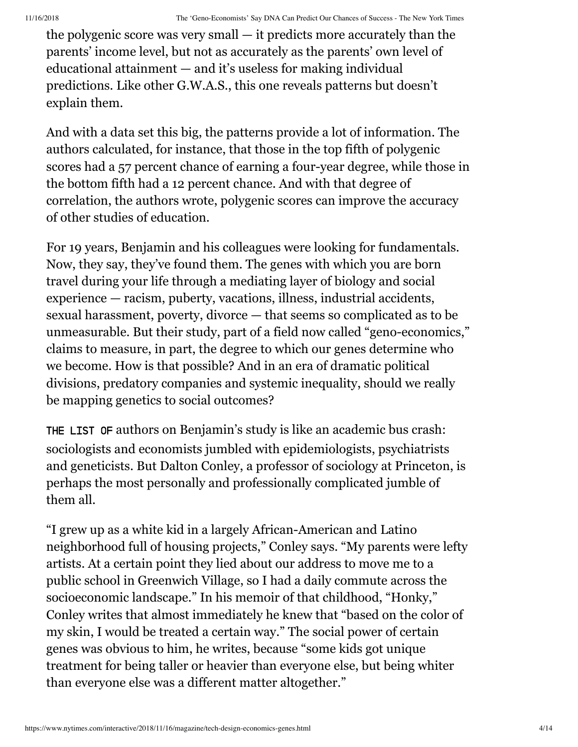the polygenic score was very small — it predicts more accurately than the parents' income level, but not as accurately as the parents' own level of educational attainment — and it's useless for making individual predictions. Like other G.W.A.S., this one reveals patterns but doesn't explain them.

And with a data set this big, the patterns provide a lot of information. The authors calculated, for instance, that those in the top fifth of polygenic scores had a 57 percent chance of earning a four-year degree, while those in the bottom fifth had a 12 percent chance. And with that degree of correlation, the authors wrote, polygenic scores can improve the accuracy of other studies of education.

For 19 years, Benjamin and his colleagues were looking for fundamentals. Now, they say, they've found them. The genes with which you are born travel during your life through a mediating layer of biology and social experience — racism, puberty, vacations, illness, industrial accidents, sexual harassment, poverty, divorce — that seems so complicated as to be unmeasurable. But their study, part of a field now called "geno-economics," claims to measure, in part, the degree to which our genes determine who we become. How is that possible? And in an era of dramatic political divisions, predatory companies and systemic inequality, should we really be mapping genetics to social outcomes?

THE LIST OF authors on Benjamin's study is like an academic bus crash: sociologists and economists jumbled with epidemiologists, psychiatrists and geneticists. But Dalton Conley, a professor of sociology at Princeton, is perhaps the most personally and professionally complicated jumble of them all.

"I grew up as a white kid in a largely African-American and Latino neighborhood full of housing projects," Conley says. "My parents were lefty artists. At a certain point they lied about our address to move me to a public school in Greenwich Village, so I had a daily commute across the socioeconomic landscape." In his memoir of that childhood, "Honky," Conley writes that almost immediately he knew that "based on the color of my skin, I would be treated a certain way." The social power of certain genes was obvious to him, he writes, because "some kids got unique treatment for being taller or heavier than everyone else, but being whiter than everyone else was a different matter altogether."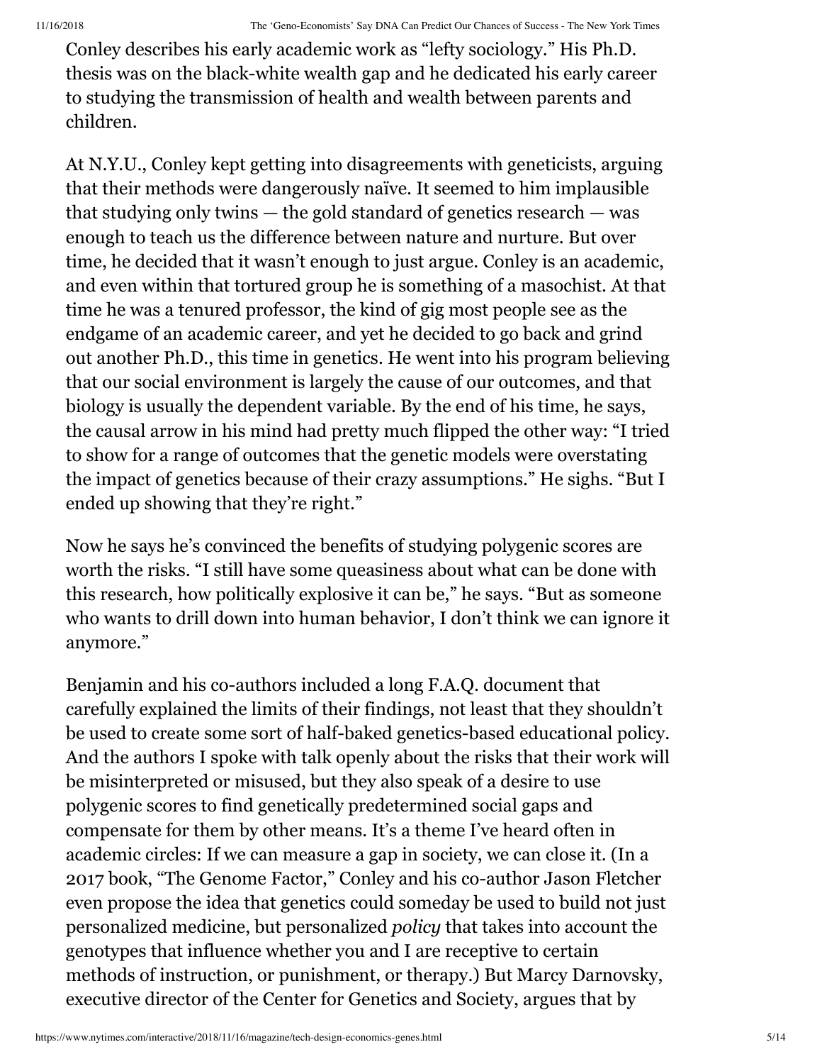Conley describes his early academic work as "lefty sociology." His Ph.D. thesis was on the black-white wealth gap and he dedicated his early career to studying the transmission of health and wealth between parents and children.

At N.Y.U., Conley kept getting into disagreements with geneticists, arguing that their methods were dangerously naïve. It seemed to him implausible that studying only twins — the gold standard of genetics research — was enough to teach us the difference between nature and nurture. But over time, he decided that it wasn't enough to just argue. Conley is an academic, and even within that tortured group he is something of a masochist. At that time he was a tenured professor, the kind of gig most people see as the endgame of an academic career, and yet he decided to go back and grind out another Ph.D., this time in genetics. He went into his program believing that our social environment is largely the cause of our outcomes, and that biology is usually the dependent variable. By the end of his time, he says, the causal arrow in his mind had pretty much flipped the other way: "I tried to show for a range of outcomes that the genetic models were overstating the impact of genetics because of their crazy assumptions." He sighs. "But I ended up showing that they're right."

Now he says he's convinced the benefits of studying polygenic scores are worth the risks. "I still have some queasiness about what can be done with this research, how politically explosive it can be," he says. "But as someone who wants to drill down into human behavior, I don't think we can ignore it anymore."

Benjamin and his co-authors included a long F.A.Q. document that carefully explained the limits of their findings, not least that they shouldn't be used to create some sort of half-baked genetics-based educational policy. And the authors I spoke with talk openly about the risks that their work will be misinterpreted or misused, but they also speak of a desire to use polygenic scores to find genetically predetermined social gaps and compensate for them by other means. It's a theme I've heard often in academic circles: If we can measure a gap in society, we can close it. (In a 2017 book, "The Genome Factor," Conley and his co-author Jason Fletcher even propose the idea that genetics could someday be used to build not just personalized medicine, but personalized *policy* that takes into account the genotypes that influence whether you and I are receptive to certain methods of instruction, or punishment, or therapy.) But Marcy Darnovsky, executive director of the Center for Genetics and Society, argues that by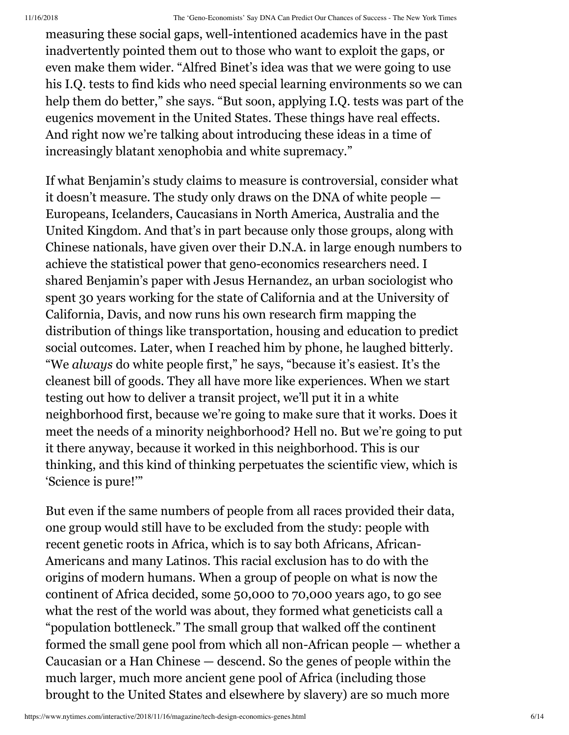measuring these social gaps, well-intentioned academics have in the past inadvertently pointed them out to those who want to exploit the gaps, or even make them wider. "Alfred Binet's idea was that we were going to use his I.Q. tests to find kids who need special learning environments so we can help them do better," she says. "But soon, applying I.Q. tests was part of the eugenics movement in the United States. These things have real effects. And right now we're talking about introducing these ideas in a time of increasingly blatant xenophobia and white supremacy."

If what Benjamin's study claims to measure is controversial, consider what it doesn't measure. The study only draws on the DNA of white people — Europeans, Icelanders, Caucasians in North America, Australia and the United Kingdom. And that's in part because only those groups, along with Chinese nationals, have given over their D.N.A. in large enough numbers to achieve the statistical power that geno-economics researchers need. I shared Benjamin's paper with Jesus Hernandez, an urban sociologist who spent 30 years working for the state of California and at the University of California, Davis, and now runs his own research firm mapping the distribution of things like transportation, housing and education to predict social outcomes. Later, when I reached him by phone, he laughed bitterly. "We *always* do white people first," he says, "because it's easiest. It's the cleanest bill of goods. They all have more like experiences. When we start testing out how to deliver a transit project, we'll put it in a white neighborhood first, because we're going to make sure that it works. Does it meet the needs of a minority neighborhood? Hell no. But we're going to put it there anyway, because it worked in this neighborhood. This is our thinking, and this kind of thinking perpetuates the scientific view, which is 'Science is pure!'"

But even if the same numbers of people from all races provided their data, one group would still have to be excluded from the study: people with recent genetic roots in Africa, which is to say both Africans, African-Americans and many Latinos. This racial exclusion has to do with the origins of modern humans. When a group of people on what is now the continent of Africa decided, some 50,000 to 70,000 years ago, to go see what the rest of the world was about, they formed what geneticists call a "population bottleneck." The small group that walked off the continent formed the small gene pool from which all non-African people — whether a Caucasian or a Han Chinese — descend. So the genes of people within the much larger, much more ancient gene pool of Africa (including those brought to the United States and elsewhere by slavery) are so much more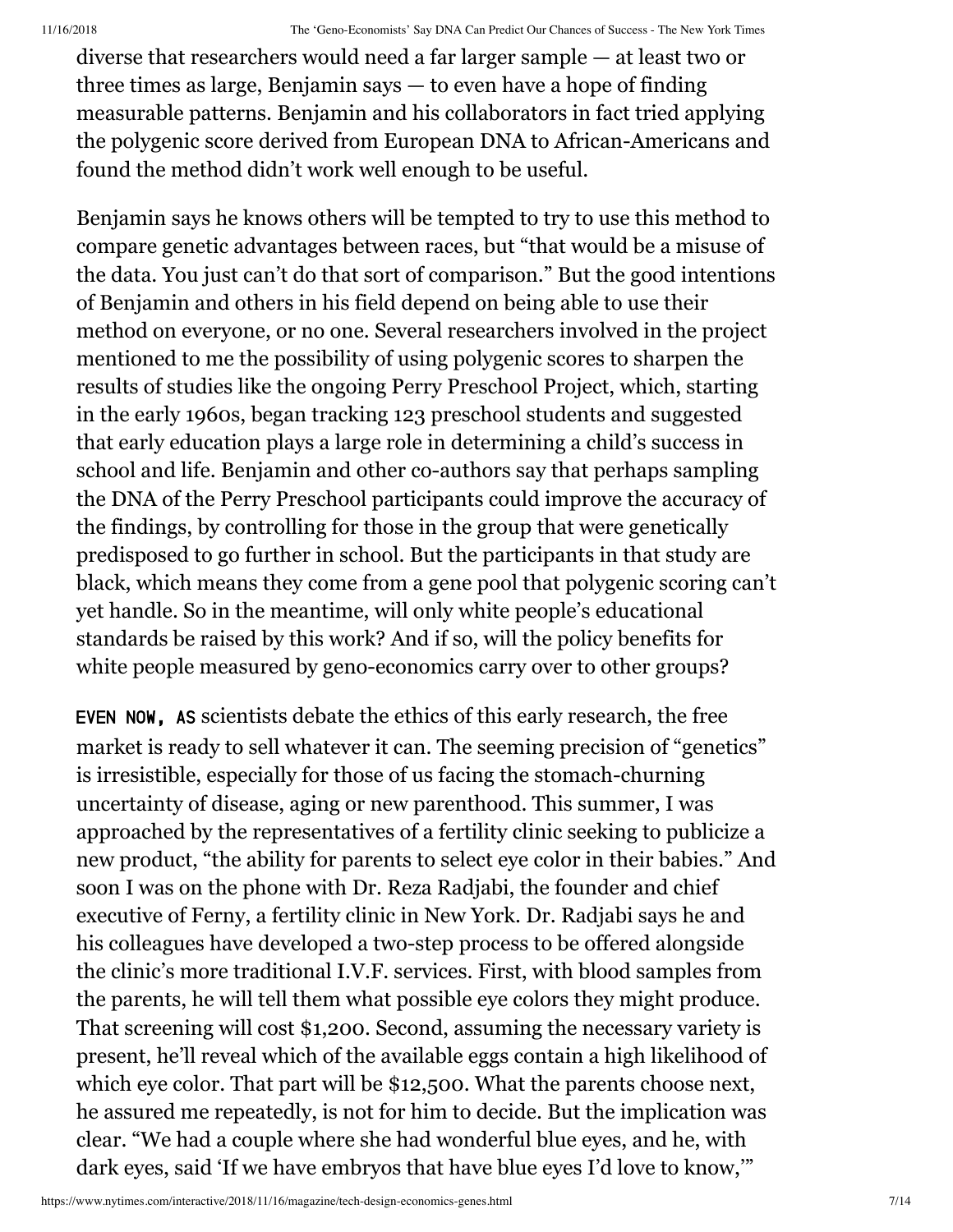diverse that researchers would need a far larger sample — at least two or three times as large, Benjamin says — to even have a hope of finding measurable patterns. Benjamin and his collaborators in fact tried applying the polygenic score derived from European DNA to African-Americans and found the method didn't work well enough to be useful.

Benjamin says he knows others will be tempted to try to use this method to compare genetic advantages between races, but "that would be a misuse of the data. You just can't do that sort of comparison." But the good intentions of Benjamin and others in his field depend on being able to use their method on everyone, or no one. Several researchers involved in the project mentioned to me the possibility of using polygenic scores to sharpen the results of studies like the ongoing Perry Preschool Project, which, starting in the early 1960s, began tracking 123 preschool students and suggested that early education plays a large role in determining a child's success in school and life. Benjamin and other co-authors say that perhaps sampling the DNA of the Perry Preschool participants could improve the accuracy of the findings, by controlling for those in the group that were genetically predisposed to go further in school. But the participants in that study are black, which means they come from a gene pool that polygenic scoring can't yet handle. So in the meantime, will only white people's educational standards be raised by this work? And if so, will the policy benefits for white people measured by geno-economics carry over to other groups?

EVEN NOW, AS scientists debate the ethics of this early research, the free market is ready to sell whatever it can. The seeming precision of "genetics" is irresistible, especially for those of us facing the stomach-churning uncertainty of disease, aging or new parenthood. This summer, I was approached by the representatives of a fertility clinic seeking to publicize a new product, "the ability for parents to select eye color in their babies." And soon I was on the phone with Dr. Reza Radjabi, the founder and chief executive of Ferny, a fertility clinic in New York. Dr. Radjabi says he and his colleagues have developed a two-step process to be offered alongside the clinic's more traditional I.V.F. services. First, with blood samples from the parents, he will tell them what possible eye colors they might produce. That screening will cost $1,200. Second, assuming the necessary variety is present, he'll reveal which of the available eggs contain a high likelihood of which eye color. That part will be $12,500. What the parents choose next, he assured me repeatedly, is not for him to decide. But the implication was clear. "We had a couple where she had wonderful blue eyes, and he, with dark eyes, said 'If we have embryos that have blue eyes I'd love to know,'"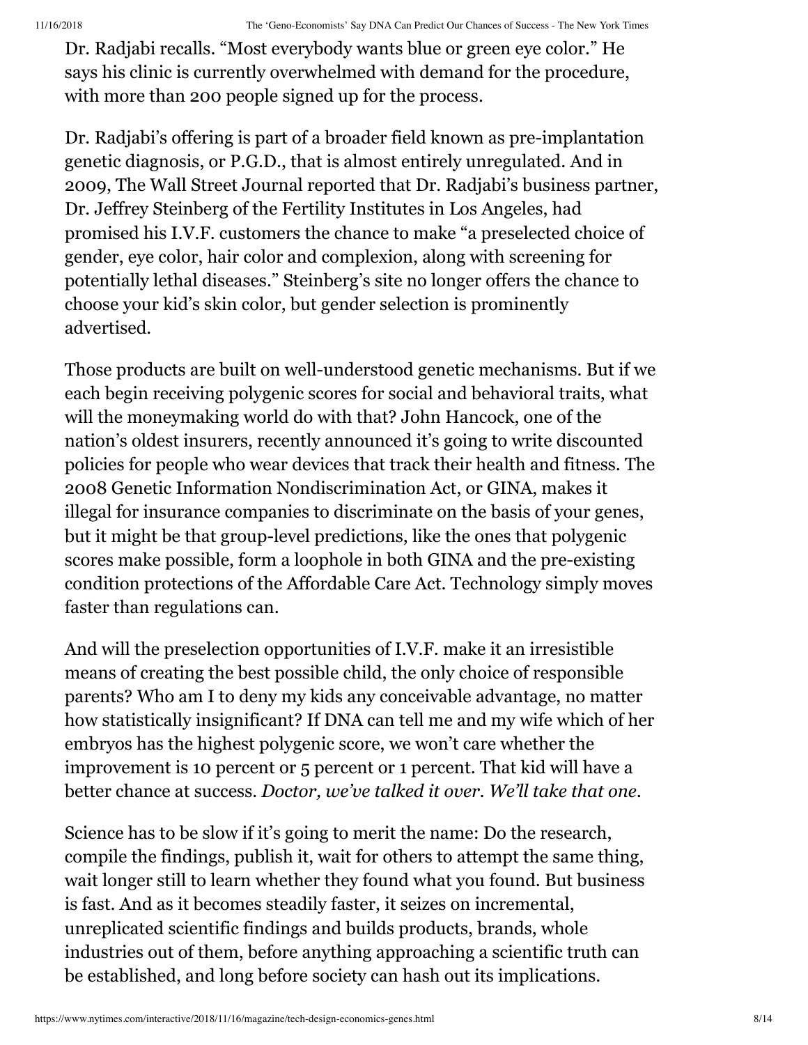Dr. Radjabi recalls. "Most everybody wants blue or green eye color." He says his clinic is currently overwhelmed with demand for the procedure, with more than 200 people signed up for the process.

Dr. Radjabi's offering is part of a broader field known as pre-implantation genetic diagnosis, or P.G.D., that is almost entirely unregulated. And in 2009, The Wall Street Journal reported that Dr. Radjabi's business partner, Dr. Jeffrey Steinberg of the Fertility Institutes in Los Angeles, had promised his I.V.F. customers the chance to make "a preselected choice of gender, eye color, hair color and complexion, along with screening for potentially lethal diseases." Steinberg's site no longer offers the chance to choose your kid's skin color, but gender selection is prominently advertised.

Those products are built on well-understood genetic mechanisms. But if we each begin receiving polygenic scores for social and behavioral traits, what will the moneymaking world do with that? John Hancock, one of the nation's oldest insurers, recently announced it's going to write discounted policies for people who wear devices that track their health and fitness. The 2008 Genetic Information Nondiscrimination Act, or GINA, makes it illegal for insurance companies to discriminate on the basis of your genes, but it might be that group-level predictions, like the ones that polygenic scores make possible, form a loophole in both GINA and the pre-existing condition protections of the Affordable Care Act. Technology simply moves faster than regulations can.

And will the preselection opportunities of I.V.F. make it an irresistible means of creating the best possible child, the only choice of responsible parents? Who am I to deny my kids any conceivable advantage, no matter how statistically insignificant? If DNA can tell me and my wife which of her embryos has the highest polygenic score, we won't care whether the improvement is 10 percent or 5 percent or 1 percent. That kid will have a better chance at success. *Doctor, we've talked it over. We'll take that one.*

Science has to be slow if it's going to merit the name: Do the research, compile the findings, publish it, wait for others to attempt the same thing, wait longer still to learn whether they found what you found. But business is fast. And as it becomes steadily faster, it seizes on incremental, unreplicated scientific findings and builds products, brands, whole industries out of them, before anything approaching a scientific truth can be established, and long before society can hash out its implications.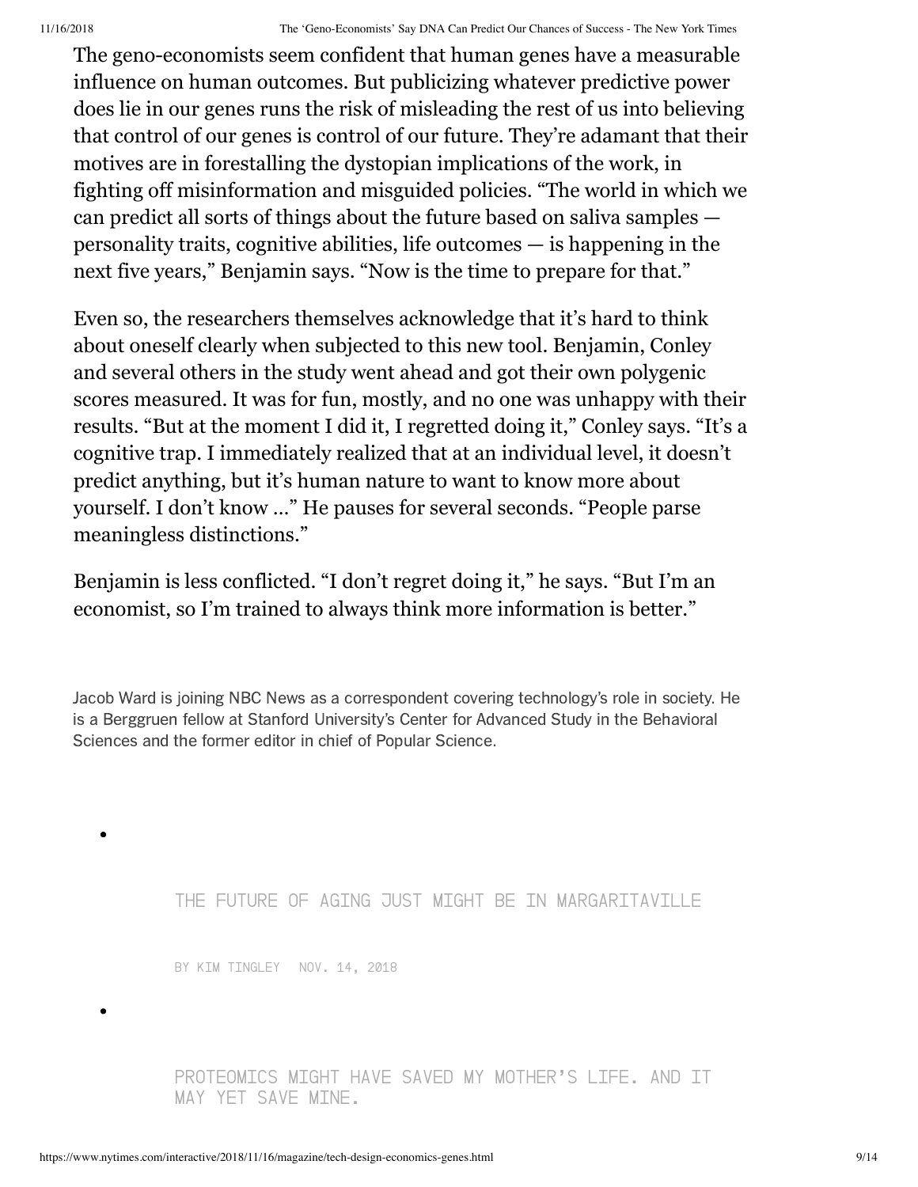The geno-economists seem confident that human genes have a measurable influence on human outcomes. But publicizing whatever predictive power does lie in our genes runs the risk of misleading the rest of us into believing that control of our genes is control of our future. They're adamant that their motives are in forestalling the dystopian implications of the work, in fighting off misinformation and misguided policies. "The world in which we can predict all sorts of things about the future based on saliva samples — personality traits, cognitive abilities, life outcomes — is happening in the next five years," Benjamin says. "Now is the time to prepare for that."

Even so, the researchers themselves acknowledge that it's hard to think about oneself clearly when subjected to this new tool. Benjamin, Conley and several others in the study went ahead and got their own polygenic scores measured. It was for fun, mostly, and no one was unhappy with their results. "But at the moment I did it, I regretted doing it," Conley says. "It's a cognitive trap. I immediately realized that at an individual level, it doesn't predict anything, but it's human nature to want to know more about yourself. I don't know ..." He pauses for several seconds. "People parse meaningless distinctions."

Benjamin is less conflicted. "I don't regret doing it," he says. "But I'm an economist, so I'm trained to always think more information is better."

Jacob Ward is joining NBC News as a correspondent covering technology's role in society. He is a Berggruen fellow at Stanford University's Center for Advanced Study in the Behavioral Sciences and the former editor in chief of Popular Science.

- THE FUTURE OF AGING JUST MIGHT BE IN MARGARITAVILLE

  BY KIM TINGLEY NOV. 14, 2018

- PROTEOMICS MIGHT HAVE SAVED MY MOTHER'S LIFE. AND IT MAY YET SAVE MINE.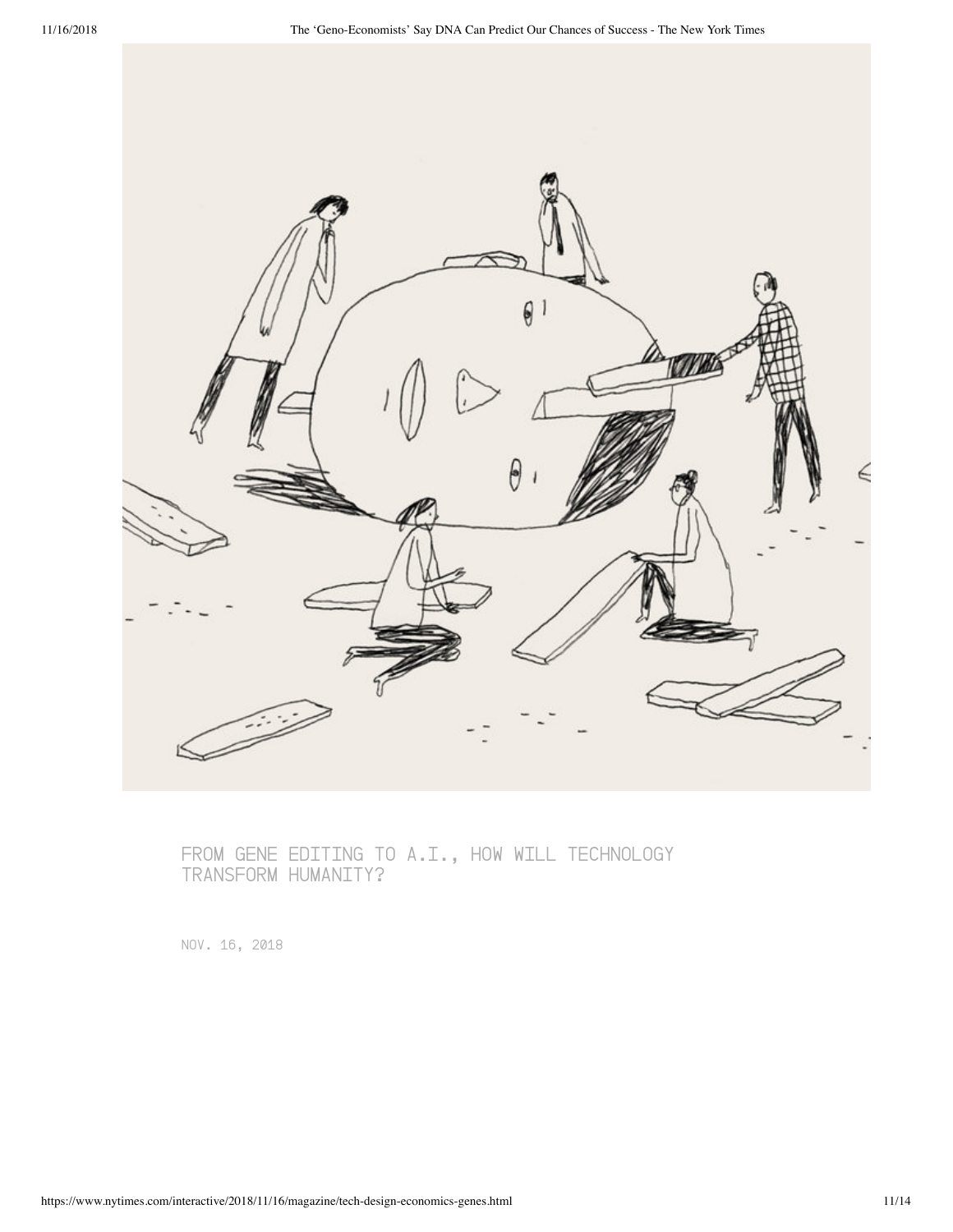FROM GENE EDITING TO A.I., HOW WILL TECHNOLOGY TRANSFORM HUMANITY?

NOV. 16, 2018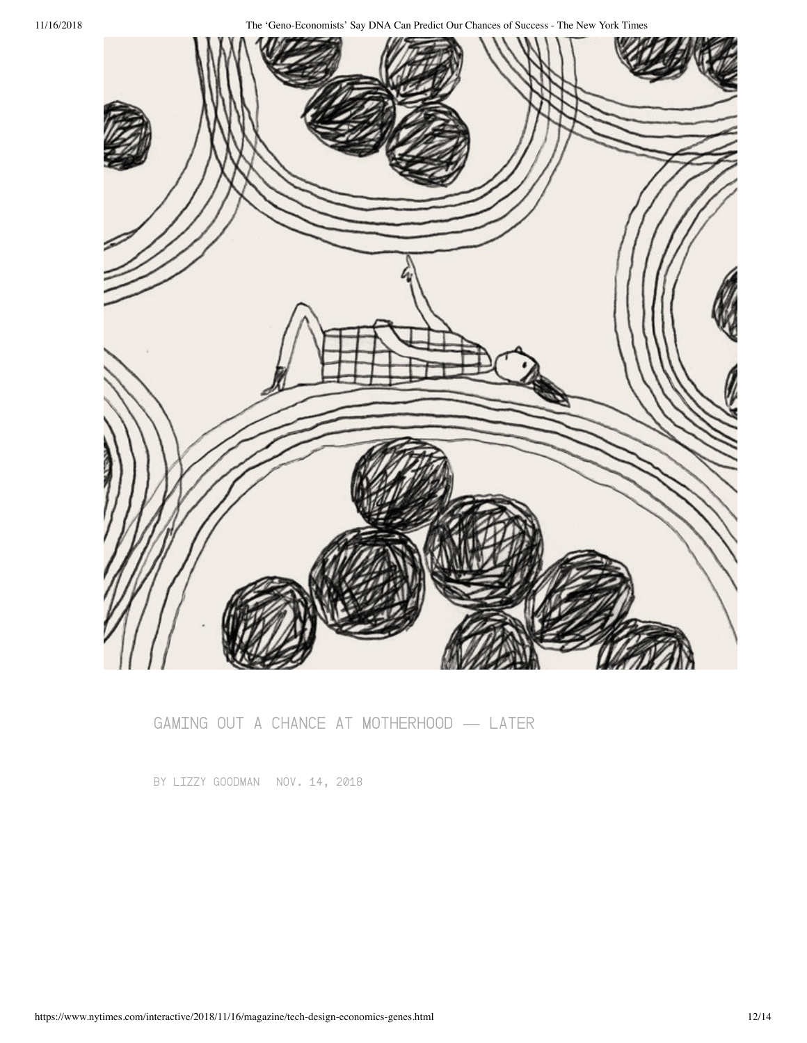GAMING OUT A CHANCE AT MOTHERHOOD — LATER

BY LIZZY GOODMAN NOV. 14, 2018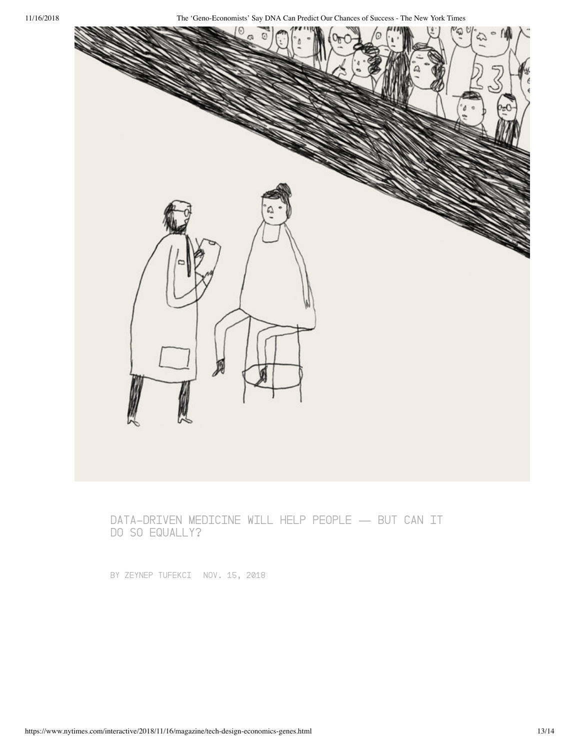DATA-DRIVEN MEDICINE WILL HELP PEOPLE — BUT CAN IT DO SO EQUALLY?

BY ZEYNEP TUFEKCI NOV. 15, 2018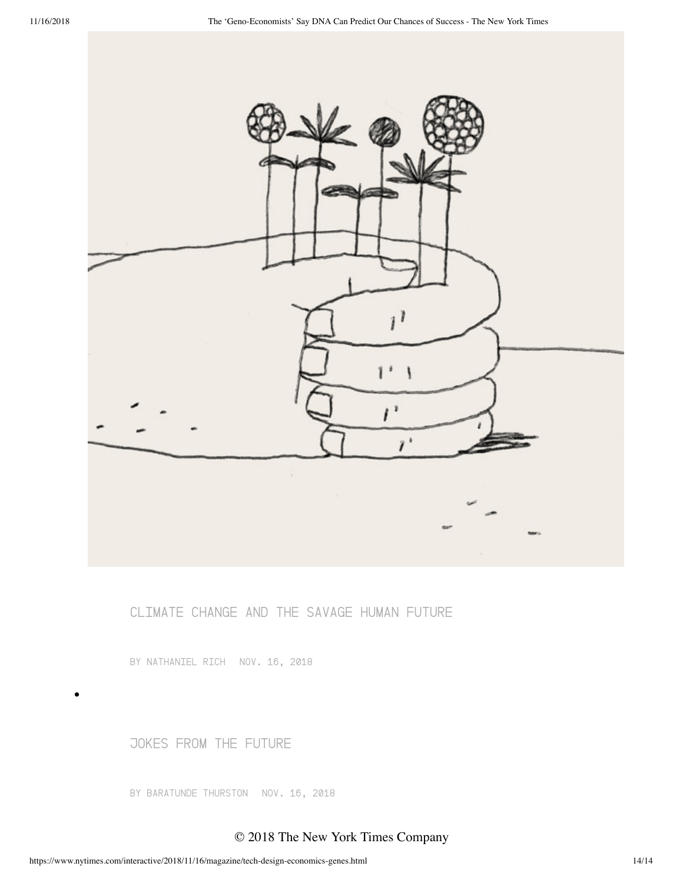CLIMATE CHANGE AND THE SAVAGE HUMAN FUTURE

BY NATHANIEL RICH NOV. 16, 2018

- 

JOKES FROM THE FUTURE

BY BARATUNDE THURSTON NOV. 16, 2018

© 2018 The New York Times Company